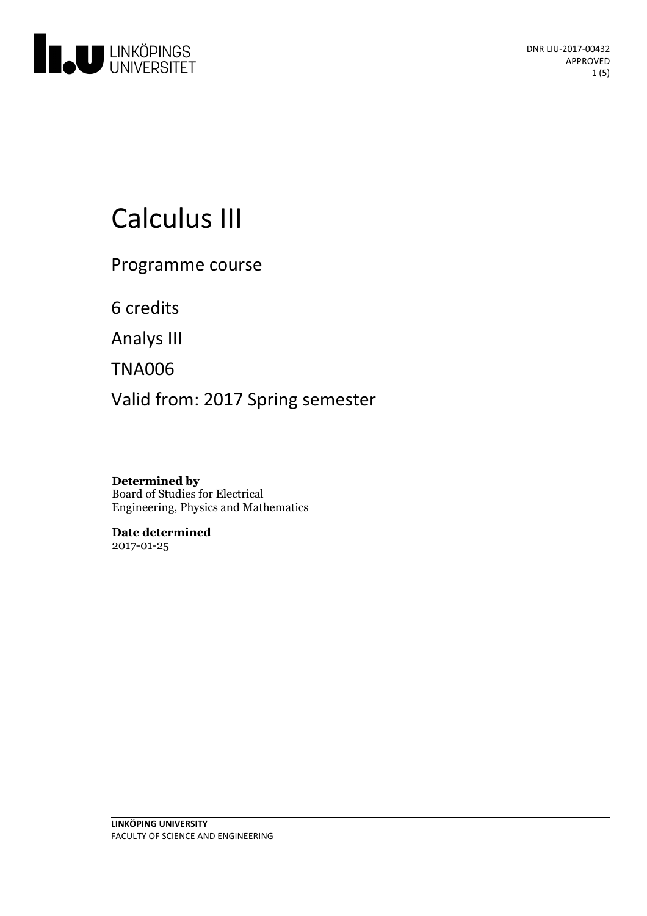DNR LIU-2017-00432
APPROVED

# Calculus III

Programme course

6 credits

Analys III

TNA006

Valid from: 2017 Spring semester

**Determined by**
Board of Studies for Electrical Engineering, Physics and Mathematics

**Date determined**
2017-01-25

**LINKÖPING UNIVERSITY**
FACULTY OF SCIENCE AND ENGINEERING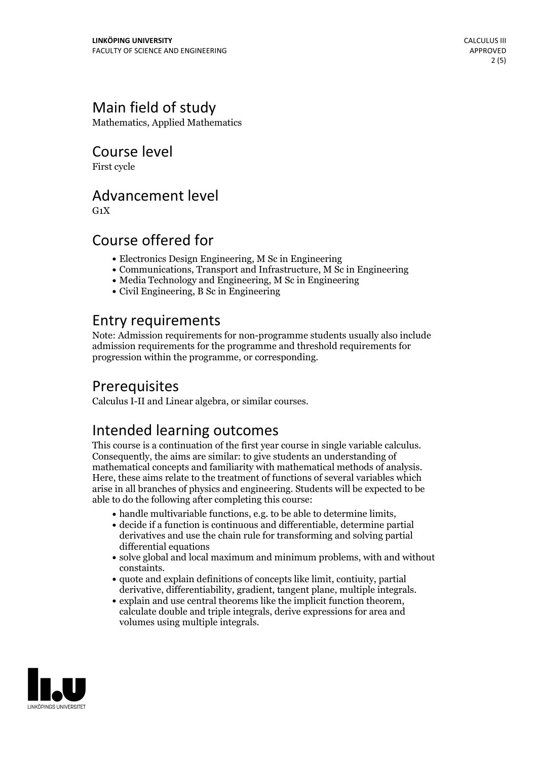## Main field of study

Mathematics, Applied Mathematics

## Course level

First cycle

## Advancement level

G1X

## Course offered for

- Electronics Design Engineering, M Sc in Engineering
- Communications, Transport and Infrastructure, M Sc in Engineering
- Media Technology and Engineering, M Sc in Engineering
- Civil Engineering, B Sc in Engineering

## Entry requirements

Note: Admission requirements for non-programme students usually also include admission requirements for the programme and threshold requirements for progression within the programme, or corresponding.

## Prerequisites

Calculus I-II and Linear algebra, or similar courses.

## Intended learning outcomes

This course is a continuation of the first year course in single variable calculus. Consequently, the aims are similar: to give students an understanding of mathematical concepts and familiarity with mathematical methods of analysis. Here, these aims relate to the treatment of functions of several variables which arise in all branches of physics and engineering. Students will be expected to be able to do the following after completing this course:

- handle multivariable functions, e.g. to be able to determine limits,
- decide if a function is continuous and differentiable, determine partial derivatives and use the chain rule for transforming and solving partial differential equations
- solve global and local maximum and minimum problems, with and without constaints.
- quote and explain definitions of concepts like limit, contiuity, partial derivative, differentiability, gradient, tangent plane, multiple integrals.
- explain and use central theorems like the implicit function theorem, calculate double and triple integrals, derive expressions for area and volumes using multiple integrals.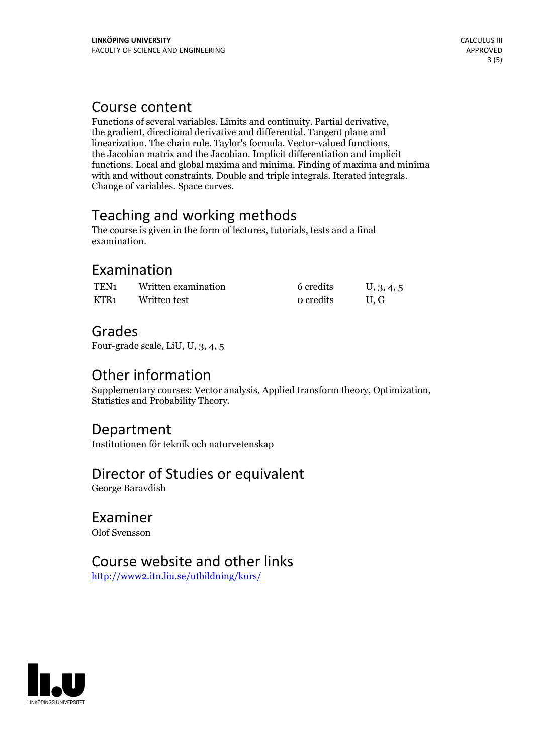## Course content

Functions of several variables. Limits and continuity. Partial derivative, the gradient, directional derivative and differential. Tangent plane and linearization. The chain rule. Taylor's formula. Vector-valued functions, the Jacobian matrix and the Jacobian. Implicit differentiation and implicit functions. Local and global maxima and minima. Finding of maxima and minima with and without constraints. Double and triple integrals. Iterated integrals. Change of variables. Space curves.

## Teaching and working methods

The course is given in the form of lectures, tutorials, tests and a final examination.

## Examination

| | | | |
|---|---|---|---|
| TEN1 | Written examination | 6 credits | U, 3, 4, 5 |
| KTR1 | Written test | 0 credits | U, G |

## Grades

Four-grade scale, LiU, U, 3, 4, 5

## Other information

Supplementary courses: Vector analysis, Applied transform theory, Optimization, Statistics and Probability Theory.

## Department

Institutionen för teknik och naturvetenskap

## Director of Studies or equivalent

George Baravdish

## Examiner

Olof Svensson

## Course website and other links

[http://www2.itn.liu.se/utbildning/kurs/](http://www2.itn.liu.se/utbildning/kurs/)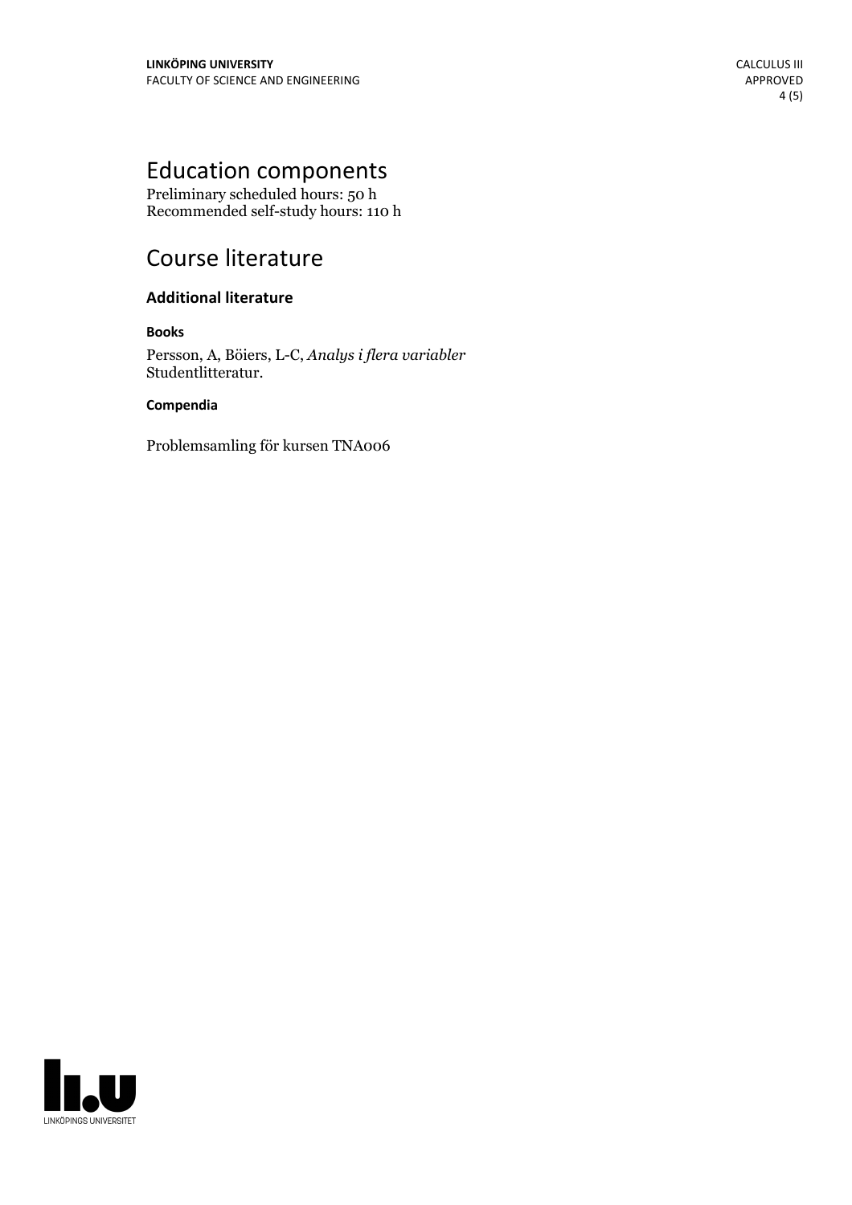# Education components

Preliminary scheduled hours: 50 h
Recommended self-study hours: 110 h

# Course literature

### Additional literature

#### Books

Persson, A, Böiers, L-C, *Analys i flera variabler*
Studentlitteratur.

#### Compendia

Problemsamling för kursen TNA006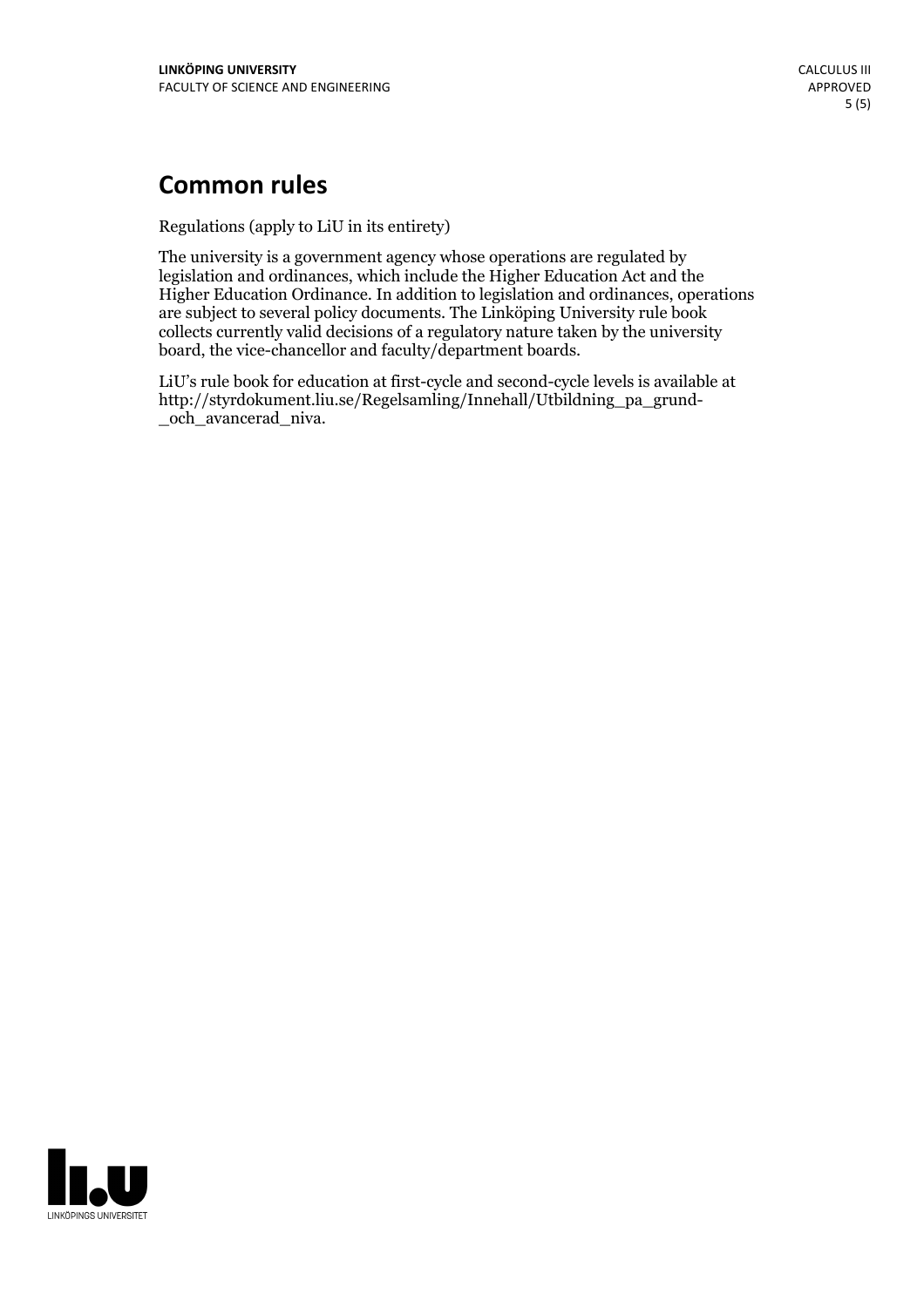## Common rules

Regulations (apply to LiU in its entirety)

The university is a government agency whose operations are regulated by legislation and ordinances, which include the Higher Education Act and the Higher Education Ordinance. In addition to legislation and ordinances, operations are subject to several policy documents. The Linköping University rule book collects currently valid decisions of a regulatory nature taken by the university board, the vice-chancellor and faculty/department boards.

LiU's rule book for education at first-cycle and second-cycle levels is available at http://styrdokument.liu.se/Regelsamling/Innehall/Utbildning_pa_grund-_och_avancerad_niva.